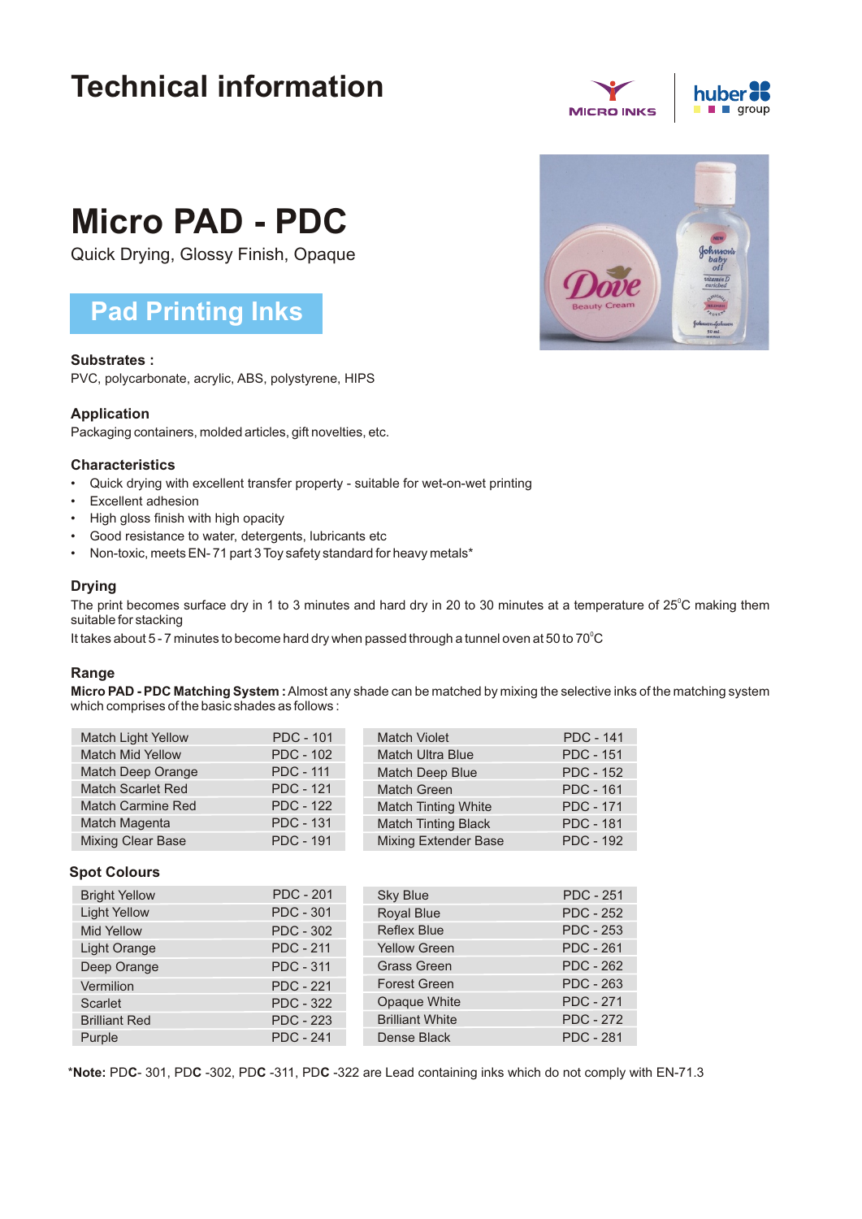# Technical information

# Micro PAD - PDC

Quick Drying, Glossy Finish, Opaque

## Pad Printing Inks

### Substrates :

PVC, polycarbonate, acrylic, ABS, polystyrene, HIPS

### Application

Packaging containers, molded articles, gift novelties, etc.

### Characteristics

- Quick drying with excellent transfer property - suitable for wet-on-wet printing
- Excellent adhesion
- High gloss finish with high opacity
- Good resistance to water, detergents, lubricants etc
- Non-toxic, meets EN- 71 part 3 Toy safety standard for heavy metals*

### Drying

The print becomes surface dry in 1 to 3 minutes and hard dry in 20 to 30 minutes at a temperature of 25°C making them suitable for stacking

It takes about 5 - 7 minutes to become hard dry when passed through a tunnel oven at 50 to 70°C

### Range

**Micro PAD - PDC Matching System :** Almost any shade can be matched by mixing the selective inks of the matching system which comprises of the basic shades as follows :

| | | | |
|---|---|---|---|
| Match Light Yellow | PDC - 101 | Match Violet | PDC - 141 |
| Match Mid Yellow | PDC - 102 | Match Ultra Blue | PDC - 151 |
| Match Deep Orange | PDC - 111 | Match Deep Blue | PDC - 152 |
| Match Scarlet Red | PDC - 121 | Match Green | PDC - 161 |
| Match Carmine Red | PDC - 122 | Match Tinting White | PDC - 171 |
| Match Magenta | PDC - 131 | Match Tinting Black | PDC - 181 |
| Mixing Clear Base | PDC - 191 | Mixing Extender Base | PDC - 192 |

### Spot Colours

| | | | |
|---|---|---|---|
| Bright Yellow | PDC - 201 | Sky Blue | PDC - 251 |
| Light Yellow | PDC - 301 | Royal Blue | PDC - 252 |
| Mid Yellow | PDC - 302 | Reflex Blue | PDC - 253 |
| Light Orange | PDC - 211 | Yellow Green | PDC - 261 |
| Deep Orange | PDC - 311 | Grass Green | PDC - 262 |
| Vermilion | PDC - 221 | Forest Green | PDC - 263 |
| Scarlet | PDC - 322 | Opaque White | PDC - 271 |
| Brilliant Red | PDC - 223 | Brilliant White | PDC - 272 |
| Purple | PDC - 241 | Dense Black | PDC - 281 |

***Note:** PDC- 301, PDC -302, PDC -311, PDC -322 are Lead containing inks which do not comply with EN-71.3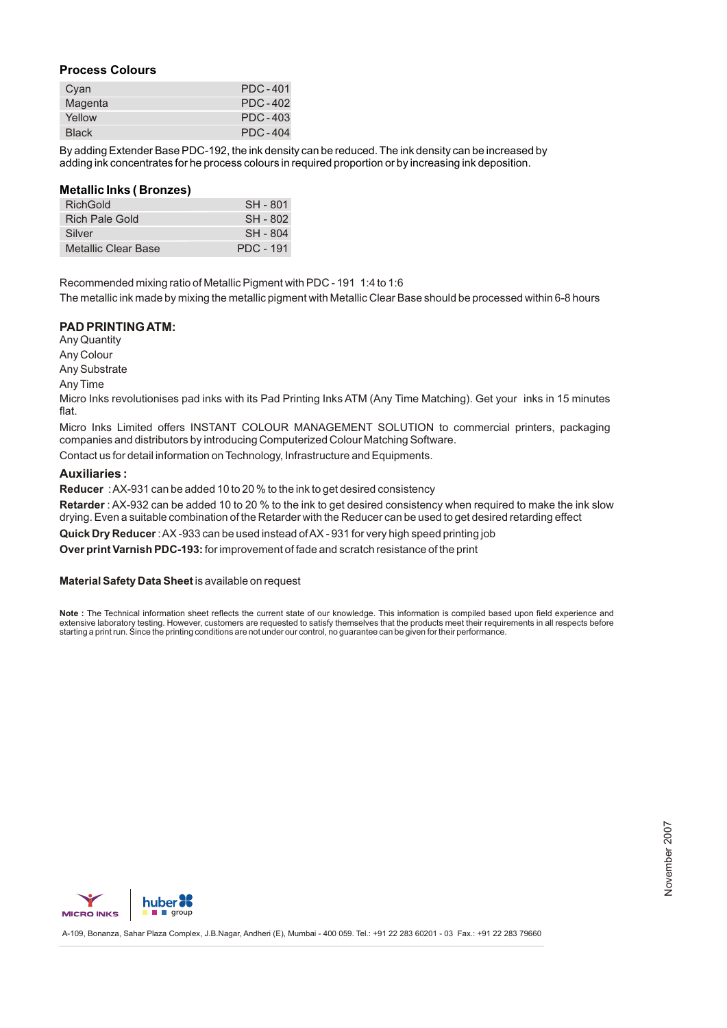### Process Colours

| | |
|---|---|
| Cyan | PDC - 401 |
| Magenta | PDC - 402 |
| Yellow | PDC - 403 |
| Black | PDC - 404 |

By adding Extender Base PDC-192, the ink density can be reduced. The ink density can be increased by adding ink concentrates for he process colours in required proportion or by increasing ink deposition.

### Metallic Inks ( Bronzes)

| | |
|---|---|
| RichGold | SH - 801 |
| Rich Pale Gold | SH - 802 |
| Silver | SH - 804 |
| Metallic Clear Base | PDC - 191 |

Recommended mixing ratio of Metallic Pigment with PDC - 191 1:4 to 1:6

The metallic ink made by mixing the metallic pigment with Metallic Clear Base should be processed within 6-8 hours

### PAD PRINTING ATM:

Any Quantity

Any Colour

Any Substrate

Any Time

Micro Inks revolutionises pad inks with its Pad Printing Inks ATM (Any Time Matching). Get your inks in 15 minutes flat.

Micro Inks Limited offers INSTANT COLOUR MANAGEMENT SOLUTION to commercial printers, packaging companies and distributors by introducing Computerized Colour Matching Software.

Contact us for detail information on Technology, Infrastructure and Equipments.

### Auxiliaries :

**Reducer** : AX-931 can be added 10 to 20 % to the ink to get desired consistency

**Retarder** : AX-932 can be added 10 to 20 % to the ink to get desired consistency when required to make the ink slow drying. Even a suitable combination of the Retarder with the Reducer can be used to get desired retarding effect

**Quick Dry Reducer** : AX -933 can be used instead of AX - 931 for very high speed printing job

**Over print Varnish PDC-193:** for improvement of fade and scratch resistance of the print

**Material Safety Data Sheet** is available on request

**Note :** The Technical information sheet reflects the current state of our knowledge. This information is compiled based upon field experience and extensive laboratory testing. However, customers are requested to satisfy themselves that the products meet their requirements in all respects before starting a print run. Since the printing conditions are not under our control, no guarantee can be given for their performance.

November 2007

MICRO INKS | huber group

A-109, Bonanza, Sahar Plaza Complex, J.B.Nagar, Andheri (E), Mumbai - 400 059. Tel.: +91 22 283 60201 - 03 Fax.: +91 22 283 79660